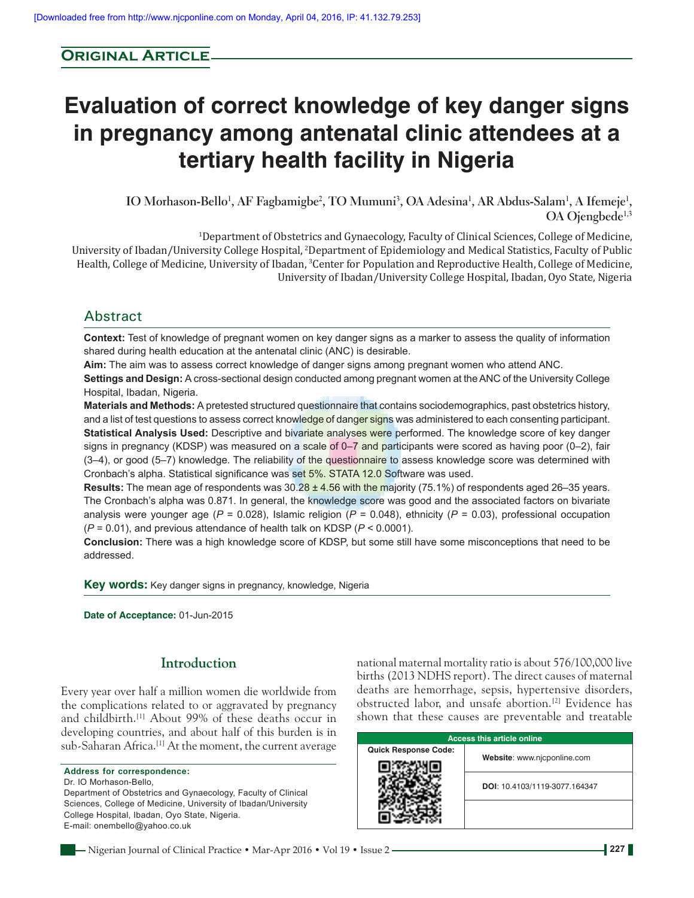**Original Article**

# Evaluation of correct knowledge of key danger signs in pregnancy among antenatal clinic attendees at a tertiary health facility in Nigeria

IO Morhason-Bello[1], AF Fagbamigbe[2], TO Mumuni[3], OA Adesina[1], AR Abdus-Salam[1], A Ifemeje[1], OA Ojengbede[1,3]

[1]Department of Obstetrics and Gynaecology, Faculty of Clinical Sciences, College of Medicine, University of Ibadan/University College Hospital, [2]Department of Epidemiology and Medical Statistics, Faculty of Public Health, College of Medicine, University of Ibadan, [3]Center for Population and Reproductive Health, College of Medicine, University of Ibadan/University College Hospital, Ibadan, Oyo State, Nigeria

## Abstract

**Context:** Test of knowledge of pregnant women on key danger signs as a marker to assess the quality of information shared during health education at the antenatal clinic (ANC) is desirable.

**Aim:** The aim was to assess correct knowledge of danger signs among pregnant women who attend ANC.

**Settings and Design:** A cross-sectional design conducted among pregnant women at the ANC of the University College Hospital, Ibadan, Nigeria.

**Materials and Methods:** A pretested structured questionnaire that contains sociodemographics, past obstetrics history, and a list of test questions to assess correct knowledge of danger signs was administered to each consenting participant.

**Statistical Analysis Used:** Descriptive and bivariate analyses were performed. The knowledge score of key danger signs in pregnancy (KDSP) was measured on a scale of 0–7 and participants were scored as having poor (0–2), fair (3–4), or good (5–7) knowledge. The reliability of the questionnaire to assess knowledge score was determined with Cronbach's alpha. Statistical significance was set 5%. STATA 12.0 Software was used.

**Results:** The mean age of respondents was 30.28 ± 4.56 with the majority (75.1%) of respondents aged 26–35 years. The Cronbach's alpha was 0.871. In general, the knowledge score was good and the associated factors on bivariate analysis were younger age ($P$ = 0.028), Islamic religion ($P$ = 0.048), ethnicity ($P$ = 0.03), professional occupation ($P$ = 0.01), and previous attendance of health talk on KDSP ($P$ < 0.0001).

**Conclusion:** There was a high knowledge score of KDSP, but some still have some misconceptions that need to be addressed.

**Key words:** Key danger signs in pregnancy, knowledge, Nigeria

**Date of Acceptance:** 01-Jun-2015

## Introduction

Every year over half a million women die worldwide from the complications related to or aggravated by pregnancy and childbirth.[1] About 99% of these deaths occur in developing countries, and about half of this burden is in sub-Saharan Africa.[1] At the moment, the current average national maternal mortality ratio is about 576/100,000 live births (2013 NDHS report). The direct causes of maternal deaths are hemorrhage, sepsis, hypertensive disorders, obstructed labor, and unsafe abortion.[2] Evidence has shown that these causes are preventable and treatable

**Address for correspondence:**
Dr. IO Morhason-Bello,
Department of Obstetrics and Gynaecology, Faculty of Clinical Sciences, College of Medicine, University of Ibadan/University College Hospital, Ibadan, Oyo State, Nigeria.
E-mail: onembello@yahoo.co.uk

| Access this article online | |
|---|---|
| Quick Response Code: | Website: www.njcponline.com |
| | DOI: 10.4103/1119-3077.164347 |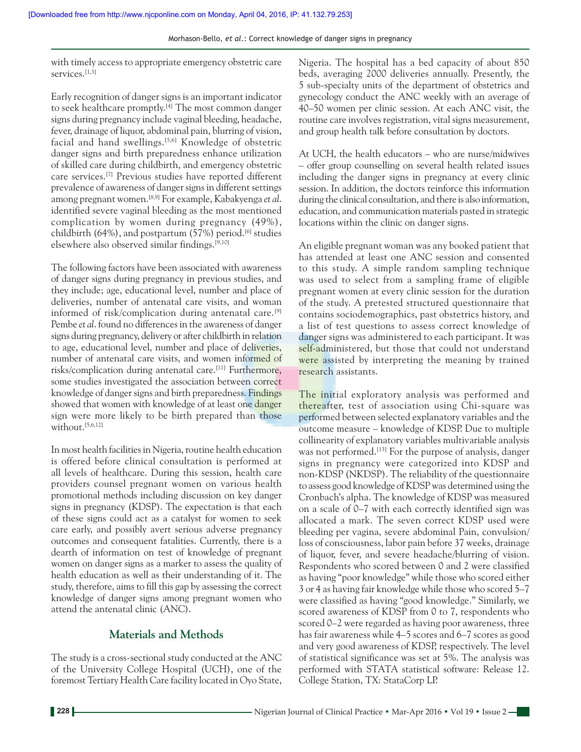with timely access to appropriate emergency obstetric care services.[1,3]

Early recognition of danger signs is an important indicator to seek healthcare promptly.[4] The most common danger signs during pregnancy include vaginal bleeding, headache, fever, drainage of liquor, abdominal pain, blurring of vision, facial and hand swellings.[5,6] Knowledge of obstetric danger signs and birth preparedness enhance utilization of skilled care during childbirth, and emergency obstetric care services.[7] Previous studies have reported different prevalence of awareness of danger signs in different settings among pregnant women.[8,9] For example, Kabakyenga *et al.* identified severe vaginal bleeding as the most mentioned complication by women during pregnancy (49%), childbirth (64%), and postpartum (57%) period.[6] studies elsewhere also observed similar findings.[9,10]

The following factors have been associated with awareness of danger signs during pregnancy in previous studies, and they include; age, educational level, number and place of deliveries, number of antenatal care visits, and woman informed of risk/complication during antenatal care.[9] Pembe *et al.* found no differences in the awareness of danger signs during pregnancy, delivery or after childbirth in relation to age, educational level, number and place of deliveries, number of antenatal care visits, and women informed of risks/complication during antenatal care.[11] Furthermore, some studies investigated the association between correct knowledge of danger signs and birth preparedness. Findings showed that women with knowledge of at least one danger sign were more likely to be birth prepared than those without.[5,6,12]

In most health facilities in Nigeria, routine health education is offered before clinical consultation is performed at all levels of healthcare. During this session, health care providers counsel pregnant women on various health promotional methods including discussion on key danger signs in pregnancy (KDSP). The expectation is that each of these signs could act as a catalyst for women to seek care early, and possibly avert serious adverse pregnancy outcomes and consequent fatalities. Currently, there is a dearth of information on test of knowledge of pregnant women on danger signs as a marker to assess the quality of health education as well as their understanding of it. The study, therefore, aims to fill this gap by assessing the correct knowledge of danger signs among pregnant women who attend the antenatal clinic (ANC).

## Materials and Methods

The study is a cross-sectional study conducted at the ANC of the University College Hospital (UCH), one of the foremost Tertiary Health Care facility located in Oyo State, Nigeria. The hospital has a bed capacity of about 850 beds, averaging 2000 deliveries annually. Presently, the 5 sub-specialty units of the department of obstetrics and gynecology conduct the ANC weekly with an average of 40–50 women per clinic session. At each ANC visit, the routine care involves registration, vital signs measurement, and group health talk before consultation by doctors.

At UCH, the health educators – who are nurse/midwives – offer group counselling on several health related issues including the danger signs in pregnancy at every clinic session. In addition, the doctors reinforce this information during the clinical consultation, and there is also information, education, and communication materials pasted in strategic locations within the clinic on danger signs.

An eligible pregnant woman was any booked patient that has attended at least one ANC session and consented to this study. A simple random sampling technique was used to select from a sampling frame of eligible pregnant women at every clinic session for the duration of the study. A pretested structured questionnaire that contains sociodemographics, past obstetrics history, and a list of test questions to assess correct knowledge of danger signs was administered to each participant. It was self-administered, but those that could not understand were assisted by interpreting the meaning by trained research assistants.

The initial exploratory analysis was performed and thereafter, test of association using Chi-square was performed between selected explanatory variables and the outcome measure – knowledge of KDSP. Due to multiple collinearity of explanatory variables multivariable analysis was not performed.[13] For the purpose of analysis, danger signs in pregnancy were categorized into KDSP and non-KDSP (NKDSP). The reliability of the questionnaire to assess good knowledge of KDSP was determined using the Cronbach's alpha. The knowledge of KDSP was measured on a scale of 0–7 with each correctly identified sign was allocated a mark. The seven correct KDSP used were bleeding per vagina, severe abdominal Pain, convulsion/loss of consciousness, labor pain before 37 weeks, drainage of liquor, fever, and severe headache/blurring of vision. Respondents who scored between 0 and 2 were classified as having "poor knowledge" while those who scored either 3 or 4 as having fair knowledge while those who scored 5–7 were classified as having "good knowledge." Similarly, we scored awareness of KDSP from 0 to 7, respondents who scored 0–2 were regarded as having poor awareness, three has fair awareness while 4–5 scores and 6–7 scores as good and very good awareness of KDSP, respectively. The level of statistical significance was set at 5%. The analysis was performed with STATA statistical software: Release 12. College Station, TX: StataCorp LP.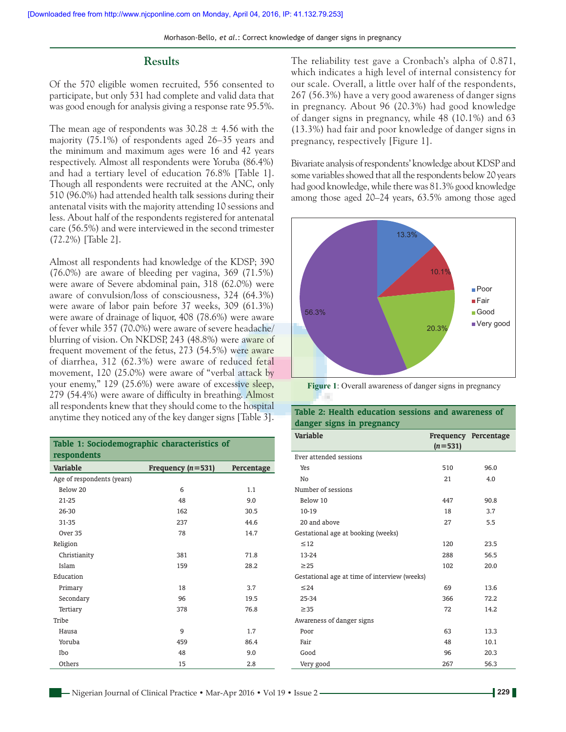## Results

Of the 570 eligible women recruited, 556 consented to participate, but only 531 had complete and valid data that was good enough for analysis giving a response rate 95.5%.

The mean age of respondents was 30.28 ± 4.56 with the majority (75.1%) of respondents aged 26–35 years and the minimum and maximum ages were 16 and 42 years respectively. Almost all respondents were Yoruba (86.4%) and had a tertiary level of education 76.8% [Table 1]. Though all respondents were recruited at the ANC, only 510 (96.0%) had attended health talk sessions during their antenatal visits with the majority attending 10 sessions and less. About half of the respondents registered for antenatal care (56.5%) and were interviewed in the second trimester (72.2%) [Table 2].

Almost all respondents had knowledge of the KDSP; 390 (76.0%) are aware of bleeding per vagina, 369 (71.5%) were aware of Severe abdominal pain, 318 (62.0%) were aware of convulsion/loss of consciousness, 324 (64.3%) were aware of labor pain before 37 weeks, 309 (61.3%) were aware of drainage of liquor, 408 (78.6%) were aware of fever while 357 (70.0%) were aware of severe headache/ blurring of vision. On NKDSP, 243 (48.8%) were aware of frequent movement of the fetus, 273 (54.5%) were aware of diarrhea, 312 (62.3%) were aware of reduced fetal movement, 120 (25.0%) were aware of "verbal attack by your enemy," 129 (25.6%) were aware of excessive sleep, 279 (54.4%) were aware of difficulty in breathing. Almost all respondents knew that they should come to the hospital anytime they noticed any of the key danger signs [Table 3].

**Table 1: Sociodemographic characteristics of respondents**

| Variable | Frequency (*n*=531) | Percentage |
|---|---|---|
| Age of respondents (years) | | |
| Below 20 | 6 | 1.1 |
| 21-25 | 48 | 9.0 |
| 26-30 | 162 | 30.5 |
| 31-35 | 237 | 44.6 |
| Over 35 | 78 | 14.7 |
| Religion | | |
| Christianity | 381 | 71.8 |
| Islam | 159 | 28.2 |
| Education | | |
| Primary | 18 | 3.7 |
| Secondary | 96 | 19.5 |
| Tertiary | 378 | 76.8 |
| Tribe | | |
| Hausa | 9 | 1.7 |
| Yoruba | 459 | 86.4 |
| Ibo | 48 | 9.0 |
| Others | 15 | 2.8 |

The reliability test gave a Cronbach's alpha of 0.871, which indicates a high level of internal consistency for our scale. Overall, a little over half of the respondents, 267 (56.3%) have a very good awareness of danger signs in pregnancy. About 96 (20.3%) had good knowledge of danger signs in pregnancy, while 48 (10.1%) and 63 (13.3%) had fair and poor knowledge of danger signs in pregnancy, respectively [Figure 1].

Bivariate analysis of respondents' knowledge about KDSP and some variables showed that all the respondents below 20 years had good knowledge, while there was 81.3% good knowledge among those aged 20–24 years, 63.5% among those aged

**Figure 1**: Overall awareness of danger signs in pregnancy

**Table 2: Health education sessions and awareness of danger signs in pregnancy**

| Variable | Frequency (*n*=531) | Percentage |
|---|---|---|
| Ever attended sessions | | |
| Yes | 510 | 96.0 |
| No | 21 | 4.0 |
| Number of sessions | | |
| Below 10 | 447 | 90.8 |
| 10-19 | 18 | 3.7 |
| 20 and above | 27 | 5.5 |
| Gestational age at booking (weeks) | | |
| ≤12 | 120 | 23.5 |
| 13-24 | 288 | 56.5 |
| ≥25 | 102 | 20.0 |
| Gestational age at time of interview (weeks) | | |
| ≤24 | 69 | 13.6 |
| 25-34 | 366 | 72.2 |
| ≥35 | 72 | 14.2 |
| Awareness of danger signs | | |
| Poor | 63 | 13.3 |
| Fair | 48 | 10.1 |
| Good | 96 | 20.3 |
| Very good | 267 | 56.3 |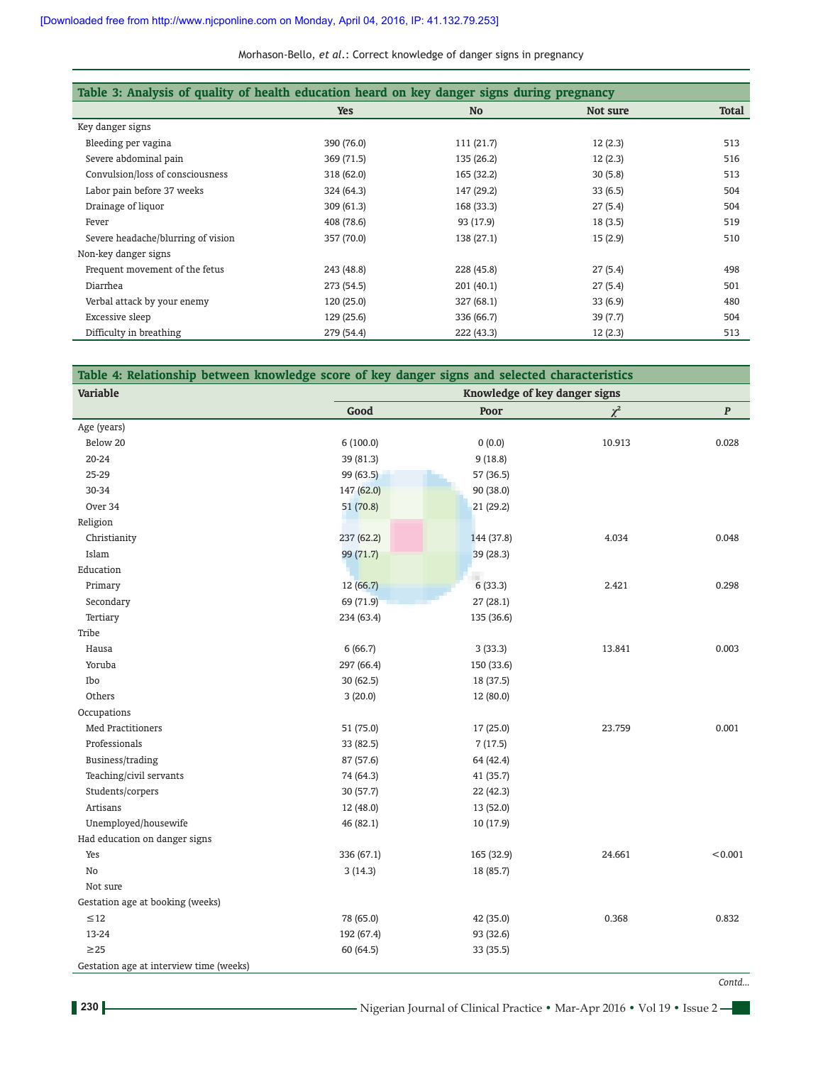**Table 3: Analysis of quality of health education heard on key danger signs during pregnancy**

| | Yes | No | Not sure | Total |
|---|---|---|---|---|
| Key danger signs | | | | |
| Bleeding per vagina | 390 (76.0) | 111 (21.7) | 12 (2.3) | 513 |
| Severe abdominal pain | 369 (71.5) | 135 (26.2) | 12 (2.3) | 516 |
| Convulsion/loss of consciousness | 318 (62.0) | 165 (32.2) | 30 (5.8) | 513 |
| Labor pain before 37 weeks | 324 (64.3) | 147 (29.2) | 33 (6.5) | 504 |
| Drainage of liquor | 309 (61.3) | 168 (33.3) | 27 (5.4) | 504 |
| Fever | 408 (78.6) | 93 (17.9) | 18 (3.5) | 519 |
| Severe headache/blurring of vision | 357 (70.0) | 138 (27.1) | 15 (2.9) | 510 |
| Non-key danger signs | | | | |
| Frequent movement of the fetus | 243 (48.8) | 228 (45.8) | 27 (5.4) | 498 |
| Diarrhea | 273 (54.5) | 201 (40.1) | 27 (5.4) | 501 |
| Verbal attack by your enemy | 120 (25.0) | 327 (68.1) | 33 (6.9) | 480 |
| Excessive sleep | 129 (25.6) | 336 (66.7) | 39 (7.7) | 504 |
| Difficulty in breathing | 279 (54.4) | 222 (43.3) | 12 (2.3) | 513 |

**Table 4: Relationship between knowledge score of key danger signs and selected characteristics**

| Variable | Knowledge of key danger signs | | | |
|---|---|---|---|---|
| | Good | Poor | $\chi^2$ | P |
| Age (years) | | | | |
| Below 20 | 6 (100.0) | 0 (0.0) | 10.913 | 0.028 |
| 20-24 | 39 (81.3) | 9 (18.8) | | |
| 25-29 | 99 (63.5) | 57 (36.5) | | |
| 30-34 | 147 (62.0) | 90 (38.0) | | |
| Over 34 | 51 (70.8) | 21 (29.2) | | |
| Religion | | | | |
| Christianity | 237 (62.2) | 144 (37.8) | 4.034 | 0.048 |
| Islam | 99 (71.7) | 39 (28.3) | | |
| Education | | | | |
| Primary | 12 (66.7) | 6 (33.3) | 2.421 | 0.298 |
| Secondary | 69 (71.9) | 27 (28.1) | | |
| Tertiary | 234 (63.4) | 135 (36.6) | | |
| Tribe | | | | |
| Hausa | 6 (66.7) | 3 (33.3) | 13.841 | 0.003 |
| Yoruba | 297 (66.4) | 150 (33.6) | | |
| Ibo | 30 (62.5) | 18 (37.5) | | |
| Others | 3 (20.0) | 12 (80.0) | | |
| Occupations | | | | |
| Med Practitioners | 51 (75.0) | 17 (25.0) | 23.759 | 0.001 |
| Professionals | 33 (82.5) | 7 (17.5) | | |
| Business/trading | 87 (57.6) | 64 (42.4) | | |
| Teaching/civil servants | 74 (64.3) | 41 (35.7) | | |
| Students/corpers | 30 (57.7) | 22 (42.3) | | |
| Artisans | 12 (48.0) | 13 (52.0) | | |
| Unemployed/housewife | 46 (82.1) | 10 (17.9) | | |
| Had education on danger signs | | | | |
| Yes | 336 (67.1) | 165 (32.9) | 24.661 | <0.001 |
| No | 3 (14.3) | 18 (85.7) | | |
| Not sure | | | | |
| Gestation age at booking (weeks) | | | | |
| ≤12 | 78 (65.0) | 42 (35.0) | 0.368 | 0.832 |
| 13-24 | 192 (67.4) | 93 (32.6) | | |
| ≥25 | 60 (64.5) | 33 (35.5) | | |
| Gestation age at interview time (weeks) | | | | |

Contd...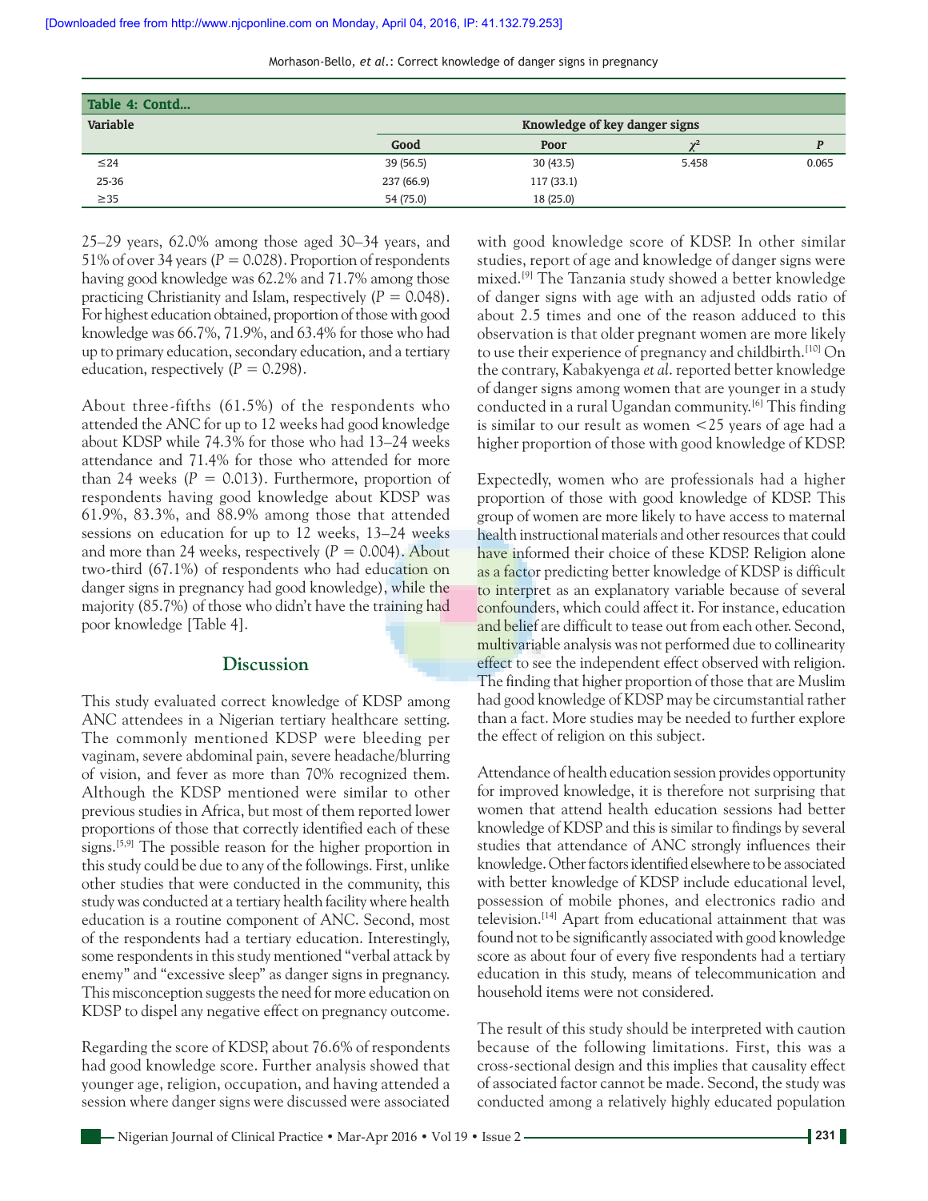**Table 4: Contd...**

| Variable | Knowledge of key danger signs | | | |
|---|---|---|---|---|
| | Good | Poor | $\chi^2$ | *P* |
| ≤24 | 39 (56.5) | 30 (43.5) | 5.458 | 0.065 |
| 25-36 | 237 (66.9) | 117 (33.1) | | |
| ≥35 | 54 (75.0) | 18 (25.0) | | |

25–29 years, 62.0% among those aged 30–34 years, and 51% of over 34 years ($P = 0.028$). Proportion of respondents having good knowledge was 62.2% and 71.7% among those practicing Christianity and Islam, respectively ($P = 0.048$). For highest education obtained, proportion of those with good knowledge was 66.7%, 71.9%, and 63.4% for those who had up to primary education, secondary education, and a tertiary education, respectively ($P = 0.298$).

About three-fifths (61.5%) of the respondents who attended the ANC for up to 12 weeks had good knowledge about KDSP while 74.3% for those who had 13–24 weeks attendance and 71.4% for those who attended for more than 24 weeks ($P = 0.013$). Furthermore, proportion of respondents having good knowledge about KDSP was 61.9%, 83.3%, and 88.9% among those that attended sessions on education for up to 12 weeks, 13–24 weeks and more than 24 weeks, respectively ($P = 0.004$). About two-third (67.1%) of respondents who had education on danger signs in pregnancy had good knowledge), while the majority (85.7%) of those who didn't have the training had poor knowledge [Table 4].

## Discussion

This study evaluated correct knowledge of KDSP among ANC attendees in a Nigerian tertiary healthcare setting. The commonly mentioned KDSP were bleeding per vaginam, severe abdominal pain, severe headache/blurring of vision, and fever as more than 70% recognized them. Although the KDSP mentioned were similar to other previous studies in Africa, but most of them reported lower proportions of those that correctly identified each of these signs.[5,9] The possible reason for the higher proportion in this study could be due to any of the followings. First, unlike other studies that were conducted in the community, this study was conducted at a tertiary health facility where health education is a routine component of ANC. Second, most of the respondents had a tertiary education. Interestingly, some respondents in this study mentioned "verbal attack by enemy" and "excessive sleep" as danger signs in pregnancy. This misconception suggests the need for more education on KDSP to dispel any negative effect on pregnancy outcome.

Regarding the score of KDSP, about 76.6% of respondents had good knowledge score. Further analysis showed that younger age, religion, occupation, and having attended a session where danger signs were discussed were associated with good knowledge score of KDSP. In other similar studies, report of age and knowledge of danger signs were mixed.[9] The Tanzania study showed a better knowledge of danger signs with age with an adjusted odds ratio of about 2.5 times and one of the reason adduced to this observation is that older pregnant women are more likely to use their experience of pregnancy and childbirth.[10] On the contrary, Kabakyenga *et al*. reported better knowledge of danger signs among women that are younger in a study conducted in a rural Ugandan community.[6] This finding is similar to our result as women <25 years of age had a higher proportion of those with good knowledge of KDSP.

Expectedly, women who are professionals had a higher proportion of those with good knowledge of KDSP. This group of women are more likely to have access to maternal health instructional materials and other resources that could have informed their choice of these KDSP. Religion alone as a factor predicting better knowledge of KDSP is difficult to interpret as an explanatory variable because of several confounders, which could affect it. For instance, education and belief are difficult to tease out from each other. Second, multivariable analysis was not performed due to collinearity effect to see the independent effect observed with religion. The finding that higher proportion of those that are Muslim had good knowledge of KDSP may be circumstantial rather than a fact. More studies may be needed to further explore the effect of religion on this subject.

Attendance of health education session provides opportunity for improved knowledge, it is therefore not surprising that women that attend health education sessions had better knowledge of KDSP and this is similar to findings by several studies that attendance of ANC strongly influences their knowledge. Other factors identified elsewhere to be associated with better knowledge of KDSP include educational level, possession of mobile phones, and electronics radio and television.[14] Apart from educational attainment that was found not to be significantly associated with good knowledge score as about four of every five respondents had a tertiary education in this study, means of telecommunication and household items were not considered.

The result of this study should be interpreted with caution because of the following limitations. First, this was a cross-sectional design and this implies that causality effect of associated factor cannot be made. Second, the study was conducted among a relatively highly educated population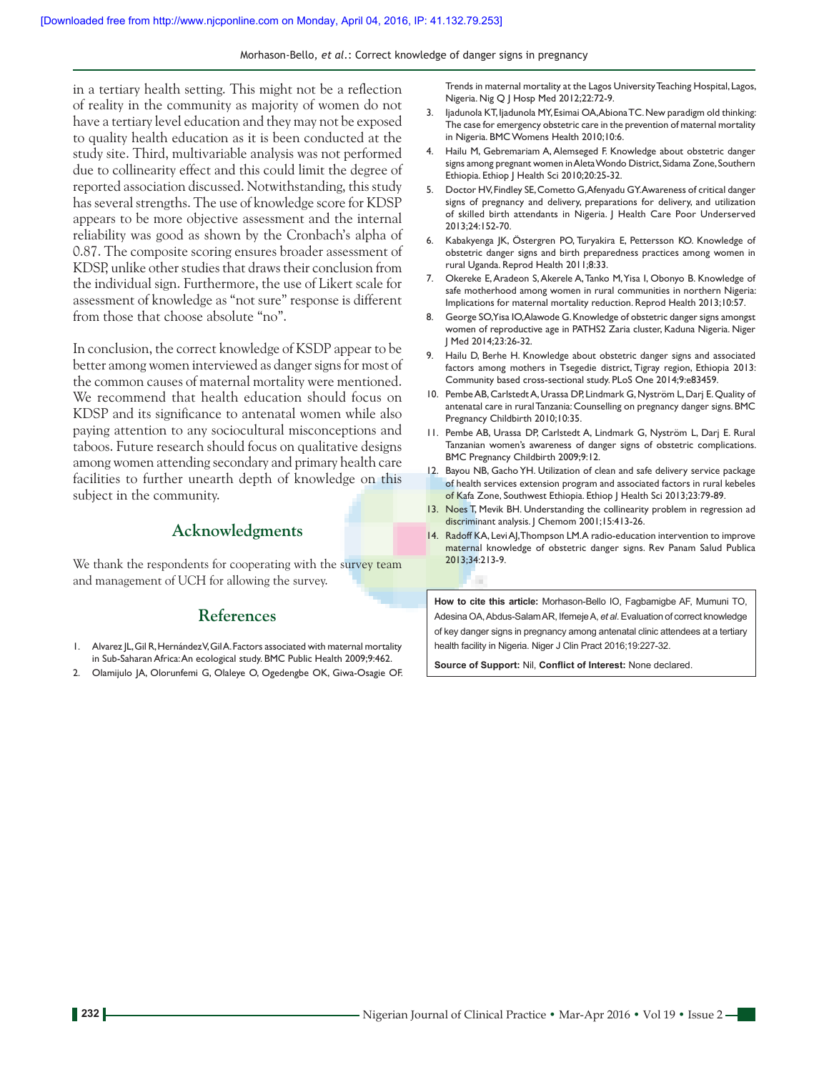in a tertiary health setting. This might not be a reflection of reality in the community as majority of women do not have a tertiary level education and they may not be exposed to quality health education as it is been conducted at the study site. Third, multivariable analysis was not performed due to collinearity effect and this could limit the degree of reported association discussed. Notwithstanding, this study has several strengths. The use of knowledge score for KDSP appears to be more objective assessment and the internal reliability was good as shown by the Cronbach's alpha of 0.87. The composite scoring ensures broader assessment of KDSP, unlike other studies that draws their conclusion from the individual sign. Furthermore, the use of Likert scale for assessment of knowledge as "not sure" response is different from those that choose absolute "no".

In conclusion, the correct knowledge of KSDP appear to be better among women interviewed as danger signs for most of the common causes of maternal mortality were mentioned. We recommend that health education should focus on KDSP and its significance to antenatal women while also paying attention to any sociocultural misconceptions and taboos. Future research should focus on qualitative designs among women attending secondary and primary health care facilities to further unearth depth of knowledge on this subject in the community.

## Acknowledgments

We thank the respondents for cooperating with the survey team and management of UCH for allowing the survey.

## References

1. Alvarez JL, Gil R, Hernández V, Gil A. Factors associated with maternal mortality in Sub-Saharan Africa: An ecological study. BMC Public Health 2009;9:462.
2. Olamijulo JA, Olorunfemi G, Olaleye O, Ogedengbe OK, Giwa-Osagie OF. Trends in maternal mortality at the Lagos University Teaching Hospital, Lagos, Nigeria. Nig Q J Hosp Med 2012;22:72-9.
3. Ijadunola KT, Ijadunola MY, Esimai OA, Abiona TC. New paradigm old thinking: The case for emergency obstetric care in the prevention of maternal mortality in Nigeria. BMC Womens Health 2010;10:6.
4. Hailu M, Gebremariam A, Alemseged F. Knowledge about obstetric danger signs among pregnant women in Aleta Wondo District, Sidama Zone, Southern Ethiopia. Ethiop J Health Sci 2010;20:25-32.
5. Doctor HV, Findley SE, Cometto G, Afenyadu GY. Awareness of critical danger signs of pregnancy and delivery, preparations for delivery, and utilization of skilled birth attendants in Nigeria. J Health Care Poor Underserved 2013;24:152-70.
6. Kabakyenga JK, Östergren PO, Turyakira E, Pettersson KO. Knowledge of obstetric danger signs and birth preparedness practices among women in rural Uganda. Reprod Health 2011;8:33.
7. Okereke E, Aradeon S, Akerele A, Tanko M, Yisa I, Obonyo B. Knowledge of safe motherhood among women in rural communities in northern Nigeria: Implications for maternal mortality reduction. Reprod Health 2013;10:57.
8. George SO, Yisa IO, Alawode G. Knowledge of obstetric danger signs amongst women of reproductive age in PATHS2 Zaria cluster, Kaduna Nigeria. Niger J Med 2014;23:26-32.
9. Hailu D, Berhe H. Knowledge about obstetric danger signs and associated factors among mothers in Tsegedie district, Tigray region, Ethiopia 2013: Community based cross-sectional study. PLoS One 2014;9:e83459.
10. Pembe AB, Carlstedt A, Urassa DP, Lindmark G, Nyström L, Darj E. Quality of antenatal care in rural Tanzania: Counselling on pregnancy danger signs. BMC Pregnancy Childbirth 2010;10:35.
11. Pembe AB, Urassa DP, Carlstedt A, Lindmark G, Nyström L, Darj E. Rural Tanzanian women's awareness of danger signs of obstetric complications. BMC Pregnancy Childbirth 2009;9:12.
12. Bayou NB, Gacho YH. Utilization of clean and safe delivery service package of health services extension program and associated factors in rural kebeles of Kafa Zone, Southwest Ethiopia. Ethiop J Health Sci 2013;23:79-89.
13. Noes T, Mevik BH. Understanding the collinearity problem in regression ad discriminant analysis. J Chemom 2001;15:413-26.
14. Radoff KA, Levi AJ, Thompson LM. A radio-education intervention to improve maternal knowledge of obstetric danger signs. Rev Panam Salud Publica 2013;34:213-9.

**How to cite this article:** Morhason-Bello IO, Fagbamigbe AF, Mumuni TO, Adesina OA, Abdus-Salam AR, Ifemeje A, *et al*. Evaluation of correct knowledge of key danger signs in pregnancy among antenatal clinic attendees at a tertiary health facility in Nigeria. Niger J Clin Pract 2016;19:227-32.

**Source of Support:** Nil, **Conflict of Interest:** None declared.